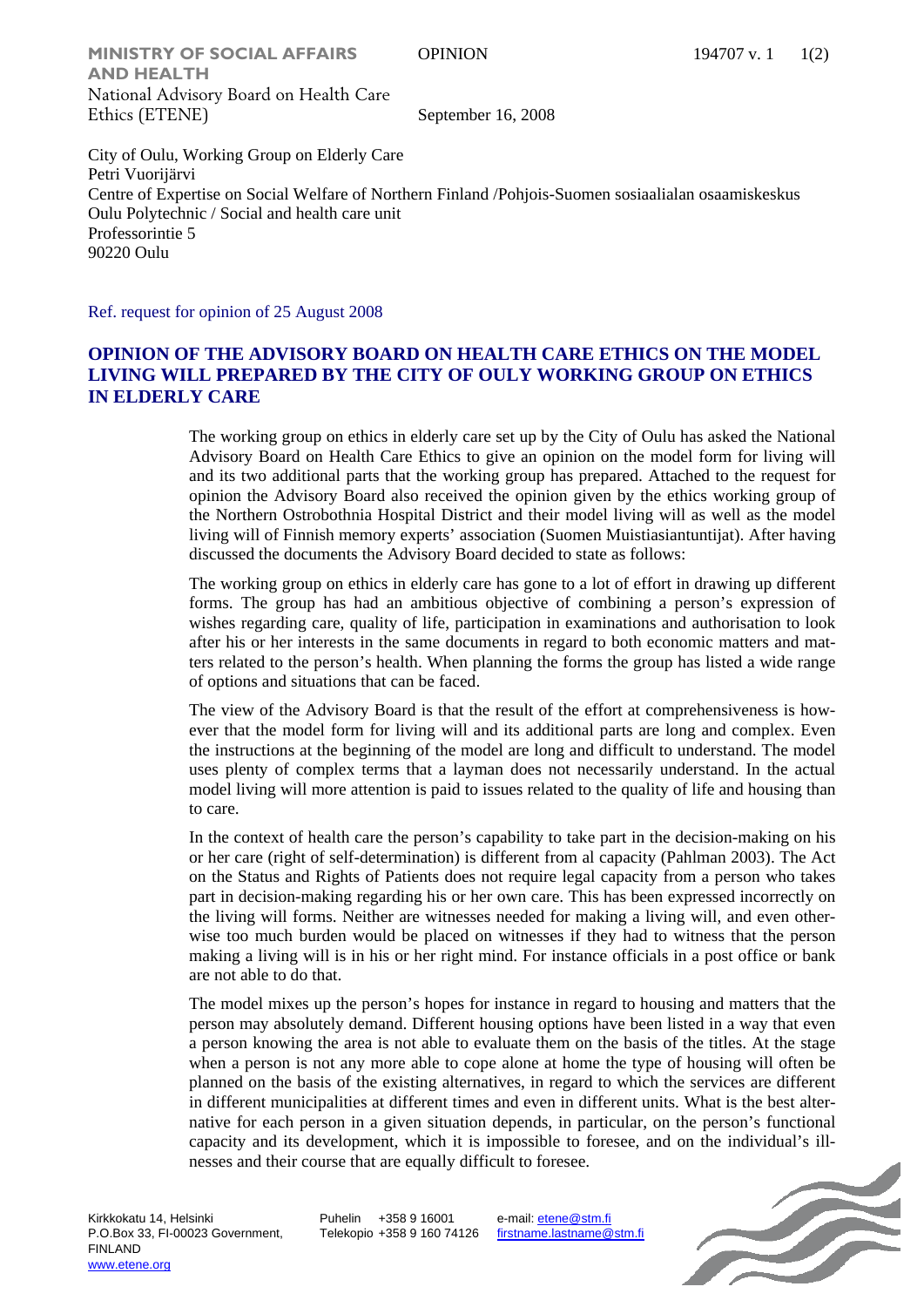**MINISTRY OF SOCIAL AFFAIRS AND HEALTH**
National Advisory Board on Health Care Ethics (ETENE)

OPINION

194707 v. 1

September 16, 2008

City of Oulu, Working Group on Elderly Care
Petri Vuorijärvi
Centre of Expertise on Social Welfare of Northern Finland /Pohjois-Suomen sosiaalialan osaamiskeskus
Oulu Polytechnic / Social and health care unit
Professorintie 5
90220 Oulu

Ref. request for opinion of 25 August 2008

## OPINION OF THE ADVISORY BOARD ON HEALTH CARE ETHICS ON THE MODEL LIVING WILL PREPARED BY THE CITY OF OULY WORKING GROUP ON ETHICS IN ELDERLY CARE

The working group on ethics in elderly care set up by the City of Oulu has asked the National Advisory Board on Health Care Ethics to give an opinion on the model form for living will and its two additional parts that the working group has prepared. Attached to the request for opinion the Advisory Board also received the opinion given by the ethics working group of the Northern Ostrobothnia Hospital District and their model living will as well as the model living will of Finnish memory experts' association (Suomen Muistiasiantuntijat). After having discussed the documents the Advisory Board decided to state as follows:

The working group on ethics in elderly care has gone to a lot of effort in drawing up different forms. The group has had an ambitious objective of combining a person's expression of wishes regarding care, quality of life, participation in examinations and authorisation to look after his or her interests in the same documents in regard to both economic matters and matters related to the person's health. When planning the forms the group has listed a wide range of options and situations that can be faced.

The view of the Advisory Board is that the result of the effort at comprehensiveness is however that the model form for living will and its additional parts are long and complex. Even the instructions at the beginning of the model are long and difficult to understand. The model uses plenty of complex terms that a layman does not necessarily understand. In the actual model living will more attention is paid to issues related to the quality of life and housing than to care.

In the context of health care the person's capability to take part in the decision-making on his or her care (right of self-determination) is different from al capacity (Pahlman 2003). The Act on the Status and Rights of Patients does not require legal capacity from a person who takes part in decision-making regarding his or her own care. This has been expressed incorrectly on the living will forms. Neither are witnesses needed for making a living will, and even otherwise too much burden would be placed on witnesses if they had to witness that the person making a living will is in his or her right mind. For instance officials in a post office or bank are not able to do that.

The model mixes up the person's hopes for instance in regard to housing and matters that the person may absolutely demand. Different housing options have been listed in a way that even a person knowing the area is not able to evaluate them on the basis of the titles. At the stage when a person is not any more able to cope alone at home the type of housing will often be planned on the basis of the existing alternatives, in regard to which the services are different in different municipalities at different times and even in different units. What is the best alternative for each person in a given situation depends, in particular, on the person's functional capacity and its development, which it is impossible to foresee, and on the individual's illnesses and their course that are equally difficult to foresee.

Kirkkokatu 14, Helsinki
P.O.Box 33, FI-00023 Government, FINLAND
www.etene.org

Puhelin +358 9 16001
Telekopio +358 9 160 74126

e-mail: etene@stm.fi
firstname.lastname@stm.fi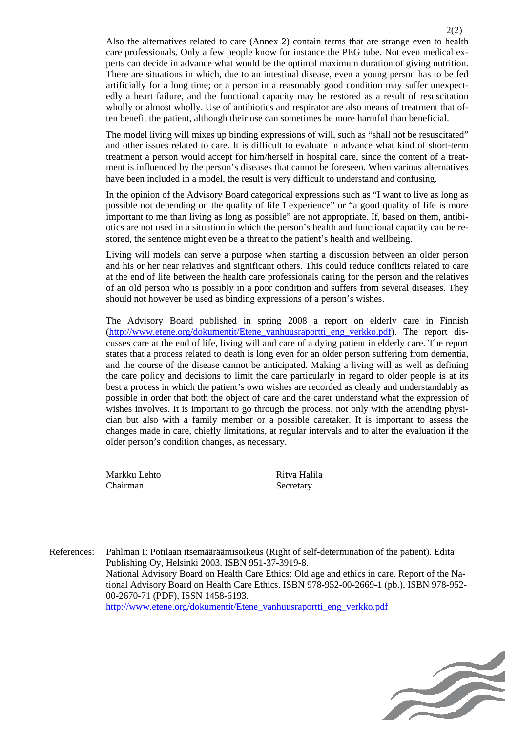Also the alternatives related to care (Annex 2) contain terms that are strange even to health care professionals. Only a few people know for instance the PEG tube. Not even medical experts can decide in advance what would be the optimal maximum duration of giving nutrition. There are situations in which, due to an intestinal disease, even a young person has to be fed artificially for a long time; or a person in a reasonably good condition may suffer unexpectedly a heart failure, and the functional capacity may be restored as a result of resuscitation wholly or almost wholly. Use of antibiotics and respirator are also means of treatment that often benefit the patient, although their use can sometimes be more harmful than beneficial.

The model living will mixes up binding expressions of will, such as "shall not be resuscitated" and other issues related to care. It is difficult to evaluate in advance what kind of short-term treatment a person would accept for him/herself in hospital care, since the content of a treatment is influenced by the person's diseases that cannot be foreseen. When various alternatives have been included in a model, the result is very difficult to understand and confusing.

In the opinion of the Advisory Board categorical expressions such as "I want to live as long as possible not depending on the quality of life I experience" or "a good quality of life is more important to me than living as long as possible" are not appropriate. If, based on them, antibiotics are not used in a situation in which the person's health and functional capacity can be restored, the sentence might even be a threat to the patient's health and wellbeing.

Living will models can serve a purpose when starting a discussion between an older person and his or her near relatives and significant others. This could reduce conflicts related to care at the end of life between the health care professionals caring for the person and the relatives of an old person who is possibly in a poor condition and suffers from several diseases. They should not however be used as binding expressions of a person's wishes.

The Advisory Board published in spring 2008 a report on elderly care in Finnish (http://www.etene.org/dokumentit/Etene_vanhuusraportti_eng_verkko.pdf). The report discusses care at the end of life, living will and care of a dying patient in elderly care. The report states that a process related to death is long even for an older person suffering from dementia, and the course of the disease cannot be anticipated. Making a living will as well as defining the care policy and decisions to limit the care particularly in regard to older people is at its best a process in which the patient's own wishes are recorded as clearly and understandably as possible in order that both the object of care and the carer understand what the expression of wishes involves. It is important to go through the process, not only with the attending physician but also with a family member or a possible caretaker. It is important to assess the changes made in care, chiefly limitations, at regular intervals and to alter the evaluation if the older person's condition changes, as necessary.

Markku Lehto
Chairman

Ritva Halila
Secretary

References: Pahlman I: Potilaan itsemääräämisoikeus (Right of self-determination of the patient). Edita Publishing Oy, Helsinki 2003. ISBN 951-37-3919-8.
National Advisory Board on Health Care Ethics: Old age and ethics in care. Report of the National Advisory Board on Health Care Ethics. ISBN 978-952-00-2669-1 (pb.), ISBN 978-952-00-2670-71 (PDF), ISSN 1458-6193.
http://www.etene.org/dokumentit/Etene_vanhuusraportti_eng_verkko.pdf